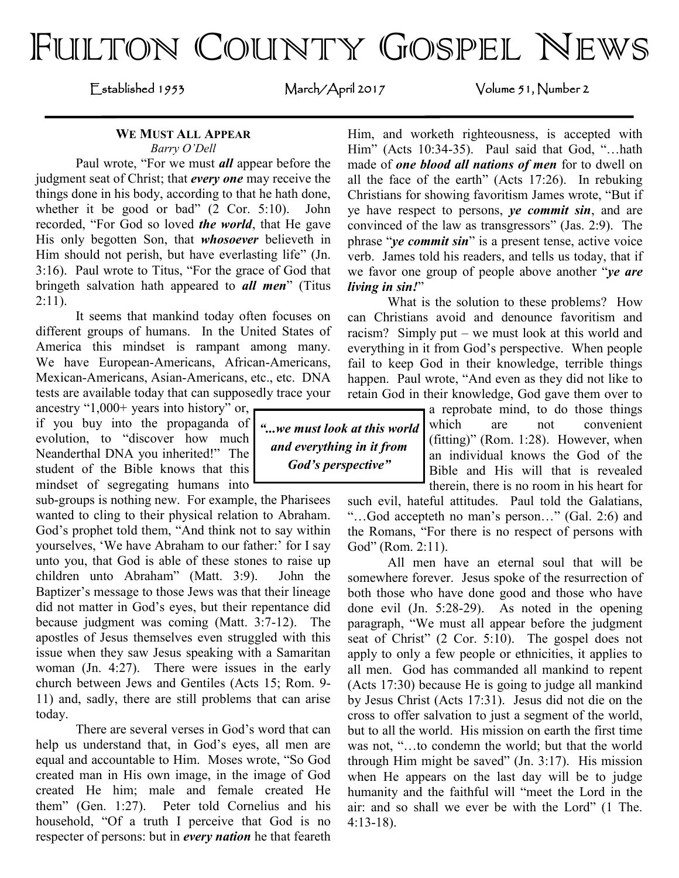# Fulton County Gospel News

Established 1953 March/April 2017 Volume 51, Number 2

## We Must All Appear

*Barry O'Dell*

Paul wrote, "For we must ***all*** appear before the judgment seat of Christ; that ***every one*** may receive the things done in his body, according to that he hath done, whether it be good or bad" (2 Cor. 5:10). John recorded, "For God so loved ***the world***, that He gave His only begotten Son, that ***whosoever*** believeth in Him should not perish, but have everlasting life" (Jn. 3:16). Paul wrote to Titus, "For the grace of God that bringeth salvation hath appeared to ***all men***" (Titus 2:11).

It seems that mankind today often focuses on different groups of humans. In the United States of America this mindset is rampant among many. We have European-Americans, African-Americans, Mexican-Americans, Asian-Americans, etc., etc. DNA tests are available today that can supposedly trace your ancestry "1,000+ years into history" or, if you buy into the propaganda of evolution, to "discover how much Neanderthal DNA you inherited!" The student of the Bible knows that this mindset of segregating humans into sub-groups is nothing new. For example, the Pharisees wanted to cling to their physical relation to Abraham. God's prophet told them, "And think not to say within yourselves, 'We have Abraham to our father:' for I say unto you, that God is able of these stones to raise up children unto Abraham" (Matt. 3:9). John the Baptizer's message to those Jews was that their lineage did not matter in God's eyes, but their repentance did because judgment was coming (Matt. 3:7-12). The apostles of Jesus themselves even struggled with this issue when they saw Jesus speaking with a Samaritan woman (Jn. 4:27). There were issues in the early church between Jews and Gentiles (Acts 15; Rom. 9-11) and, sadly, there are still problems that can arise today.

There are several verses in God's word that can help us understand that, in God's eyes, all men are equal and accountable to Him. Moses wrote, "So God created man in His own image, in the image of God created He him; male and female created He them" (Gen. 1:27). Peter told Cornelius and his household, "Of a truth I perceive that God is no respecter of persons: but in ***every nation*** he that feareth Him, and worketh righteousness, is accepted with Him" (Acts 10:34-35). Paul said that God, "…hath made of ***one blood all nations of men*** for to dwell on all the face of the earth" (Acts 17:26). In rebuking Christians for showing favoritism James wrote, "But if ye have respect to persons, ***ye commit sin***, and are convinced of the law as transgressors" (Jas. 2:9). The phrase "***ye commit sin***" is a present tense, active voice verb. James told his readers, and tells us today, that if we favor one group of people above another "***ye are living in sin!***"

What is the solution to these problems? How can Christians avoid and denounce favoritism and racism? Simply put – we must look at this world and everything in it from God's perspective. When people fail to keep God in their knowledge, terrible things happen. Paul wrote, "And even as they did not like to retain God in their knowledge, God gave them over to a reprobate mind, to do those things which are not convenient (fitting)" (Rom. 1:28). However, when an individual knows the God of the Bible and His will that is revealed therein, there is no room in his heart for such evil, hateful attitudes. Paul told the Galatians, "…God accepteth no man's person…" (Gal. 2:6) and the Romans, "For there is no respect of persons with God" (Rom. 2:11).

> ***"...we must look at this world and everything in it from God's perspective"***

All men have an eternal soul that will be somewhere forever. Jesus spoke of the resurrection of both those who have done good and those who have done evil (Jn. 5:28-29). As noted in the opening paragraph, "We must all appear before the judgment seat of Christ" (2 Cor. 5:10). The gospel does not apply to only a few people or ethnicities, it applies to all men. God has commanded all mankind to repent (Acts 17:30) because He is going to judge all mankind by Jesus Christ (Acts 17:31). Jesus did not die on the cross to offer salvation to just a segment of the world, but to all the world. His mission on earth the first time was not, "…to condemn the world; but that the world through Him might be saved" (Jn. 3:17). His mission when He appears on the last day will be to judge humanity and the faithful will "meet the Lord in the air: and so shall we ever be with the Lord" (1 The. 4:13-18).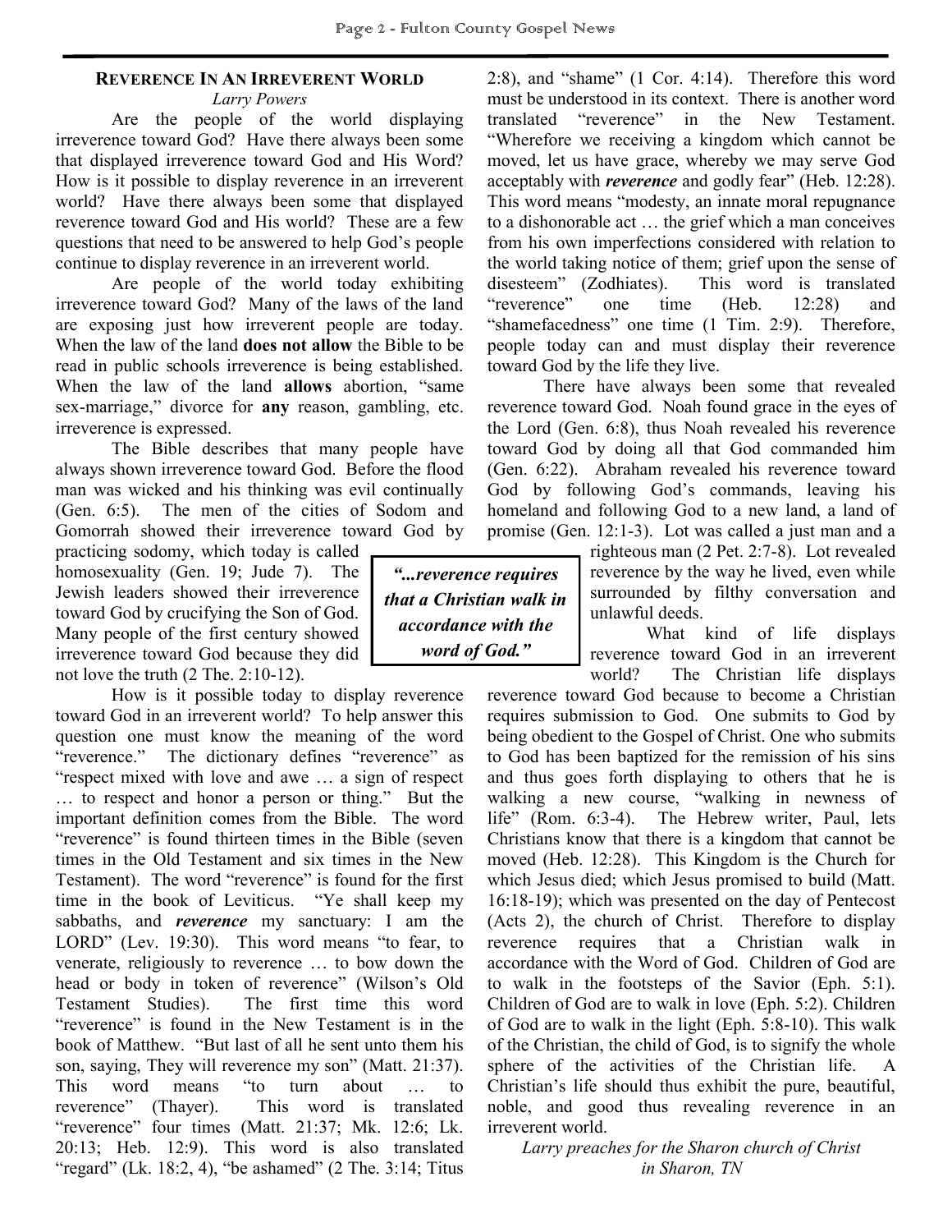## Reverence In An Irreverent World

*Larry Powers*

Are the people of the world displaying irreverence toward God? Have there always been some that displayed irreverence toward God and His Word? How is it possible to display reverence in an irreverent world? Have there always been some that displayed reverence toward God and His world? These are a few questions that need to be answered to help God's people continue to display reverence in an irreverent world.

Are people of the world today exhibiting irreverence toward God? Many of the laws of the land are exposing just how irreverent people are today. When the law of the land **does not allow** the Bible to be read in public schools irreverence is being established. When the law of the land **allows** abortion, "same sex-marriage," divorce for **any** reason, gambling, etc. irreverence is expressed.

The Bible describes that many people have always shown irreverence toward God. Before the flood man was wicked and his thinking was evil continually (Gen. 6:5). The men of the cities of Sodom and Gomorrah showed their irreverence toward God by practicing sodomy, which today is called homosexuality (Gen. 19; Jude 7). The Jewish leaders showed their irreverence toward God by crucifying the Son of God. Many people of the first century showed irreverence toward God because they did not love the truth (2 The. 2:10-12).

How is it possible today to display reverence toward God in an irreverent world? To help answer this question one must know the meaning of the word "reverence." The dictionary defines "reverence" as "respect mixed with love and awe … a sign of respect … to respect and honor a person or thing." But the important definition comes from the Bible. The word "reverence" is found thirteen times in the Bible (seven times in the Old Testament and six times in the New Testament). The word "reverence" is found for the first time in the book of Leviticus. "Ye shall keep my sabbaths, and ***reverence*** my sanctuary: I am the LORD" (Lev. 19:30). This word means "to fear, to venerate, religiously to reverence … to bow down the head or body in token of reverence" (Wilson's Old Testament Studies). The first time this word "reverence" is found in the New Testament is in the book of Matthew. "But last of all he sent unto them his son, saying, They will reverence my son" (Matt. 21:37). This word means "to turn about … to reverence" (Thayer). This word is translated "reverence" four times (Matt. 21:37; Mk. 12:6; Lk. 20:13; Heb. 12:9). This word is also translated "regard" (Lk. 18:2, 4), "be ashamed" (2 The. 3:14; Titus 2:8), and "shame" (1 Cor. 4:14). Therefore this word must be understood in its context. There is another word translated "reverence" in the New Testament. "Wherefore we receiving a kingdom which cannot be moved, let us have grace, whereby we may serve God acceptably with ***reverence*** and godly fear" (Heb. 12:28). This word means "modesty, an innate moral repugnance to a dishonorable act … the grief which a man conceives from his own imperfections considered with relation to the world taking notice of them; grief upon the sense of disesteem" (Zodhiates). This word is translated "reverence" one time (Heb. 12:28) and "shamefacedness" one time (1 Tim. 2:9). Therefore, people today can and must display their reverence toward God by the life they live.

There have always been some that revealed reverence toward God. Noah found grace in the eyes of the Lord (Gen. 6:8), thus Noah revealed his reverence toward God by doing all that God commanded him (Gen. 6:22). Abraham revealed his reverence toward God by following God's commands, leaving his homeland and following God to a new land, a land of promise (Gen. 12:1-3). Lot was called a just man and a righteous man (2 Pet. 2:7-8). Lot revealed reverence by the way he lived, even while surrounded by filthy conversation and unlawful deeds.

> ***"...reverence requires that a Christian walk in accordance with the word of God."***

What kind of life displays reverence toward God in an irreverent world? The Christian life displays reverence toward God because to become a Christian requires submission to God. One submits to God by being obedient to the Gospel of Christ. One who submits to God has been baptized for the remission of his sins and thus goes forth displaying to others that he is walking a new course, "walking in newness of life" (Rom. 6:3-4). The Hebrew writer, Paul, lets Christians know that there is a kingdom that cannot be moved (Heb. 12:28). This Kingdom is the Church for which Jesus died; which Jesus promised to build (Matt. 16:18-19); which was presented on the day of Pentecost (Acts 2), the church of Christ. Therefore to display reverence requires that a Christian walk in accordance with the Word of God. Children of God are to walk in the footsteps of the Savior (Eph. 5:1). Children of God are to walk in love (Eph. 5:2). Children of God are to walk in the light (Eph. 5:8-10). This walk of the Christian, the child of God, is to signify the whole sphere of the activities of the Christian life. A Christian's life should thus exhibit the pure, beautiful, noble, and good thus revealing reverence in an irreverent world.

*Larry preaches for the Sharon church of Christ in Sharon, TN*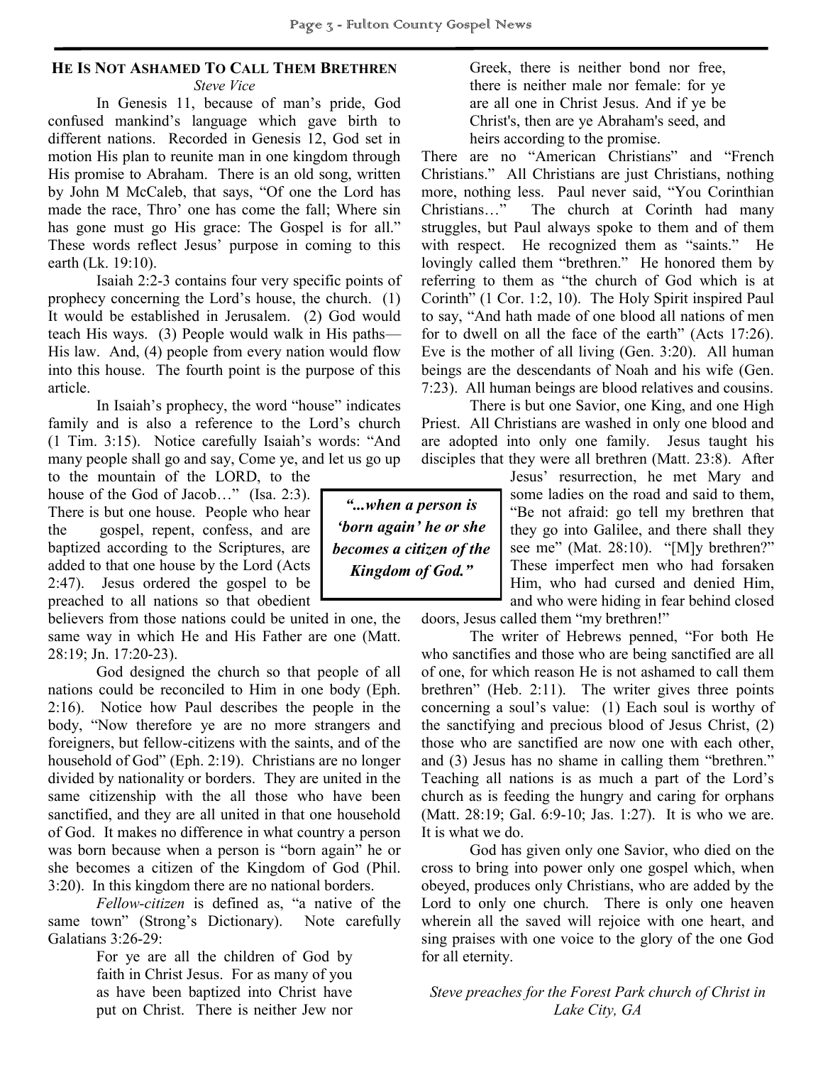## He Is Not Ashamed To Call Them Brethren

*Steve Vice*

In Genesis 11, because of man's pride, God confused mankind's language which gave birth to different nations. Recorded in Genesis 12, God set in motion His plan to reunite man in one kingdom through His promise to Abraham. There is an old song, written by John M McCaleb, that says, "Of one the Lord has made the race, Thro' one has come the fall; Where sin has gone must go His grace: The Gospel is for all." These words reflect Jesus' purpose in coming to this earth (Lk. 19:10).

Isaiah 2:2-3 contains four very specific points of prophecy concerning the Lord's house, the church. (1) It would be established in Jerusalem. (2) God would teach His ways. (3) People would walk in His paths—His law. And, (4) people from every nation would flow into this house. The fourth point is the purpose of this article.

In Isaiah's prophecy, the word "house" indicates family and is also a reference to the Lord's church (1 Tim. 3:15). Notice carefully Isaiah's words: "And many people shall go and say, Come ye, and let us go up to the mountain of the LORD, to the house of the God of Jacob…" (Isa. 2:3). There is but one house. People who hear the gospel, repent, confess, and are baptized according to the Scriptures, are added to that one house by the Lord (Acts 2:47). Jesus ordered the gospel to be preached to all nations so that obedient believers from those nations could be united in one, the same way in which He and His Father are one (Matt. 28:19; Jn. 17:20-23).

> *"...when a person is 'born again' he or she becomes a citizen of the Kingdom of God."*

God designed the church so that people of all nations could be reconciled to Him in one body (Eph. 2:16). Notice how Paul describes the people in the body, "Now therefore ye are no more strangers and foreigners, but fellow-citizens with the saints, and of the household of God" (Eph. 2:19). Christians are no longer divided by nationality or borders. They are united in the same citizenship with the all those who have been sanctified, and they are all united in that one household of God. It makes no difference in what country a person was born because when a person is "born again" he or she becomes a citizen of the Kingdom of God (Phil. 3:20). In this kingdom there are no national borders.

*Fellow-citizen* is defined as, "a native of the same town" (Strong's Dictionary). Note carefully Galatians 3:26-29:

> For ye are all the children of God by faith in Christ Jesus. For as many of you as have been baptized into Christ have put on Christ. There is neither Jew nor Greek, there is neither bond nor free, there is neither male nor female: for ye are all one in Christ Jesus. And if ye be Christ's, then are ye Abraham's seed, and heirs according to the promise.

There are no "American Christians" and "French Christians." All Christians are just Christians, nothing more, nothing less. Paul never said, "You Corinthian Christians…" The church at Corinth had many struggles, but Paul always spoke to them and of them with respect. He recognized them as "saints." He lovingly called them "brethren." He honored them by referring to them as "the church of God which is at Corinth" (1 Cor. 1:2, 10). The Holy Spirit inspired Paul to say, "And hath made of one blood all nations of men for to dwell on all the face of the earth" (Acts 17:26). Eve is the mother of all living (Gen. 3:20). All human beings are the descendants of Noah and his wife (Gen. 7:23). All human beings are blood relatives and cousins.

There is but one Savior, one King, and one High Priest. All Christians are washed in only one blood and are adopted into only one family. Jesus taught his disciples that they were all brethren (Matt. 23:8). After Jesus' resurrection, he met Mary and some ladies on the road and said to them, "Be not afraid: go tell my brethren that they go into Galilee, and there shall they see me" (Mat. 28:10). "[M]y brethren?" These imperfect men who had forsaken Him, who had cursed and denied Him, and who were hiding in fear behind closed doors, Jesus called them "my brethren!"

The writer of Hebrews penned, "For both He who sanctifies and those who are being sanctified are all of one, for which reason He is not ashamed to call them brethren" (Heb. 2:11). The writer gives three points concerning a soul's value: (1) Each soul is worthy of the sanctifying and precious blood of Jesus Christ, (2) those who are sanctified are now one with each other, and (3) Jesus has no shame in calling them "brethren." Teaching all nations is as much a part of the Lord's church as is feeding the hungry and caring for orphans (Matt. 28:19; Gal. 6:9-10; Jas. 1:27). It is who we are. It is what we do.

God has given only one Savior, who died on the cross to bring into power only one gospel which, when obeyed, produces only Christians, who are added by the Lord to only one church. There is only one heaven wherein all the saved will rejoice with one heart, and sing praises with one voice to the glory of the one God for all eternity.

*Steve preaches for the Forest Park church of Christ in Lake City, GA*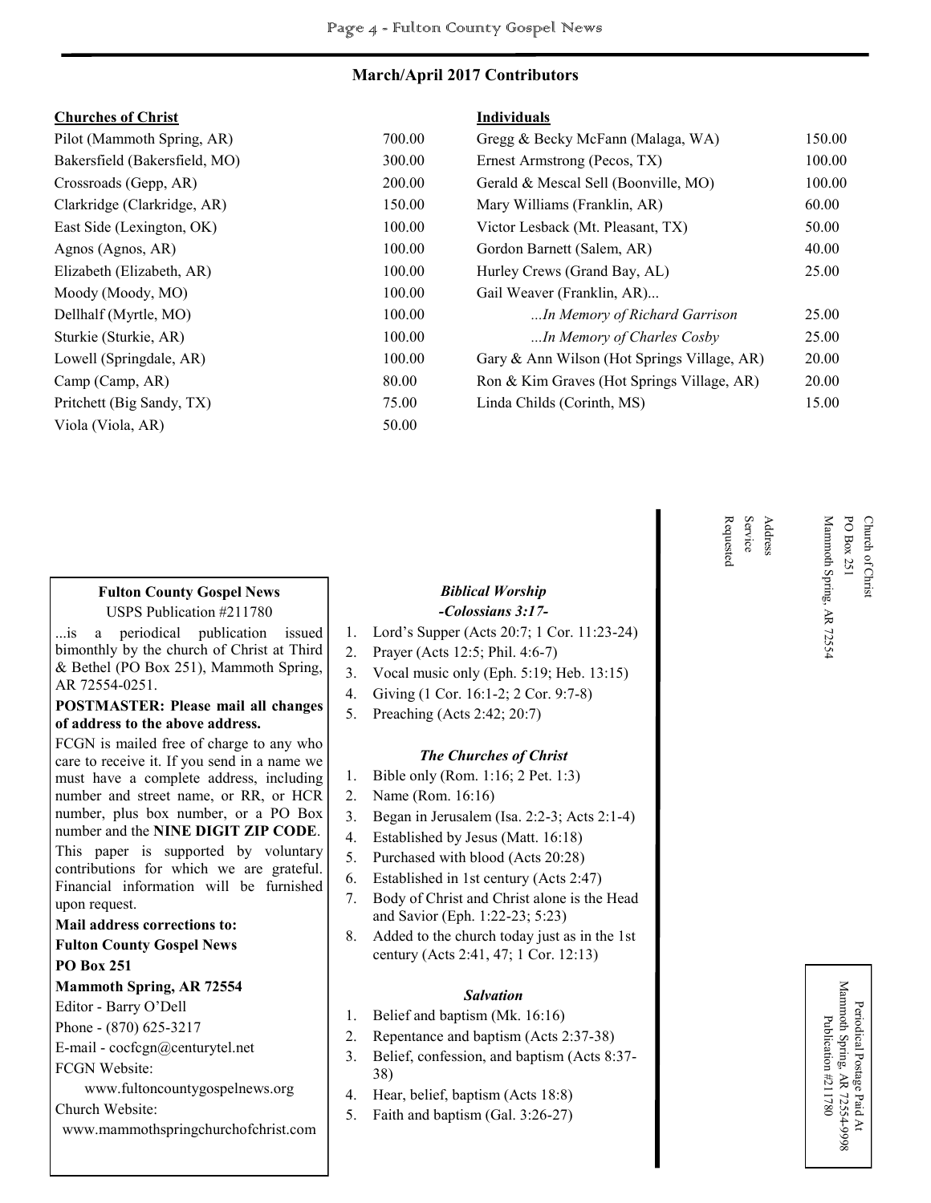## March/April 2017 Contributors

**Churches of Christ**

| | |
|---|---|
| Pilot (Mammoth Spring, AR) | 700.00 |
| Bakersfield (Bakersfield, MO) | 300.00 |
| Crossroads (Gepp, AR) | 200.00 |
| Clarkridge (Clarkridge, AR) | 150.00 |
| East Side (Lexington, OK) | 100.00 |
| Agnos (Agnos, AR) | 100.00 |
| Elizabeth (Elizabeth, AR) | 100.00 |
| Moody (Moody, MO) | 100.00 |
| Dellhalf (Myrtle, MO) | 100.00 |
| Sturkie (Sturkie, AR) | 100.00 |
| Lowell (Springdale, AR) | 100.00 |
| Camp (Camp, AR) | 80.00 |
| Pritchett (Big Sandy, TX) | 75.00 |
| Viola (Viola, AR) | 50.00 |

**Individuals**

| | |
|---|---|
| Gregg & Becky McFann (Malaga, WA) | 150.00 |
| Ernest Armstrong (Pecos, TX) | 100.00 |
| Gerald & Mescal Sell (Boonville, MO) | 100.00 |
| Mary Williams (Franklin, AR) | 60.00 |
| Victor Lesback (Mt. Pleasant, TX) | 50.00 |
| Gordon Barnett (Salem, AR) | 40.00 |
| Hurley Crews (Grand Bay, AL) | 25.00 |
| Gail Weaver (Franklin, AR)... | |
| *...In Memory of Richard Garrison* | 25.00 |
| *...In Memory of Charles Cosby* | 25.00 |
| Gary & Ann Wilson (Hot Springs Village, AR) | 20.00 |
| Ron & Kim Graves (Hot Springs Village, AR) | 20.00 |
| Linda Childs (Corinth, MS) | 15.00 |

**Fulton County Gospel News**

USPS Publication #211780

...is a periodical publication issued bimonthly by the church of Christ at Third & Bethel (PO Box 251), Mammoth Spring, AR 72554-0251.

**POSTMASTER: Please mail all changes of address to the above address.**

FCGN is mailed free of charge to any who care to receive it. If you send in a name we must have a complete address, including number and street name, or RR, or HCR number, plus box number, or a PO Box number and the **NINE DIGIT ZIP CODE**.

This paper is supported by voluntary contributions for which we are grateful. Financial information will be furnished upon request.

**Mail address corrections to:**
**Fulton County Gospel News**
**PO Box 251**
**Mammoth Spring, AR 72554**

Editor - Barry O'Dell
Phone - (870) 625-3217
E-mail - cocfcgn@centurytel.net
FCGN Website:
www.fultoncountygospelnews.org
Church Website:
www.mammothspringchurchofchrist.com

### *Biblical Worship*
### *-Colossians 3:17-*

1. Lord's Supper (Acts 20:7; 1 Cor. 11:23-24)
2. Prayer (Acts 12:5; Phil. 4:6-7)
3. Vocal music only (Eph. 5:19; Heb. 13:15)
4. Giving (1 Cor. 16:1-2; 2 Cor. 9:7-8)
5. Preaching (Acts 2:42; 20:7)

### *The Churches of Christ*

1. Bible only (Rom. 1:16; 2 Pet. 1:3)
2. Name (Rom. 16:16)
3. Began in Jerusalem (Isa. 2:2-3; Acts 2:1-4)
4. Established by Jesus (Matt. 16:18)
5. Purchased with blood (Acts 20:28)
6. Established in 1st century (Acts 2:47)
7. Body of Christ and Christ alone is the Head and Savior (Eph. 1:22-23; 5:23)
8. Added to the church today just as in the 1st century (Acts 2:41, 47; 1 Cor. 12:13)

### *Salvation*

1. Belief and baptism (Mk. 16:16)
2. Repentance and baptism (Acts 2:37-38)
3. Belief, confession, and baptism (Acts 8:37-38)
4. Hear, belief, baptism (Acts 18:8)
5. Faith and baptism (Gal. 3:26-27)

Church of Christ
PO Box 251
Mammoth Spring, AR 72554

Address
Service
Requested

Periodical Postage Paid At
Mammoth Spring, AR 72554-9998
Publication #211780